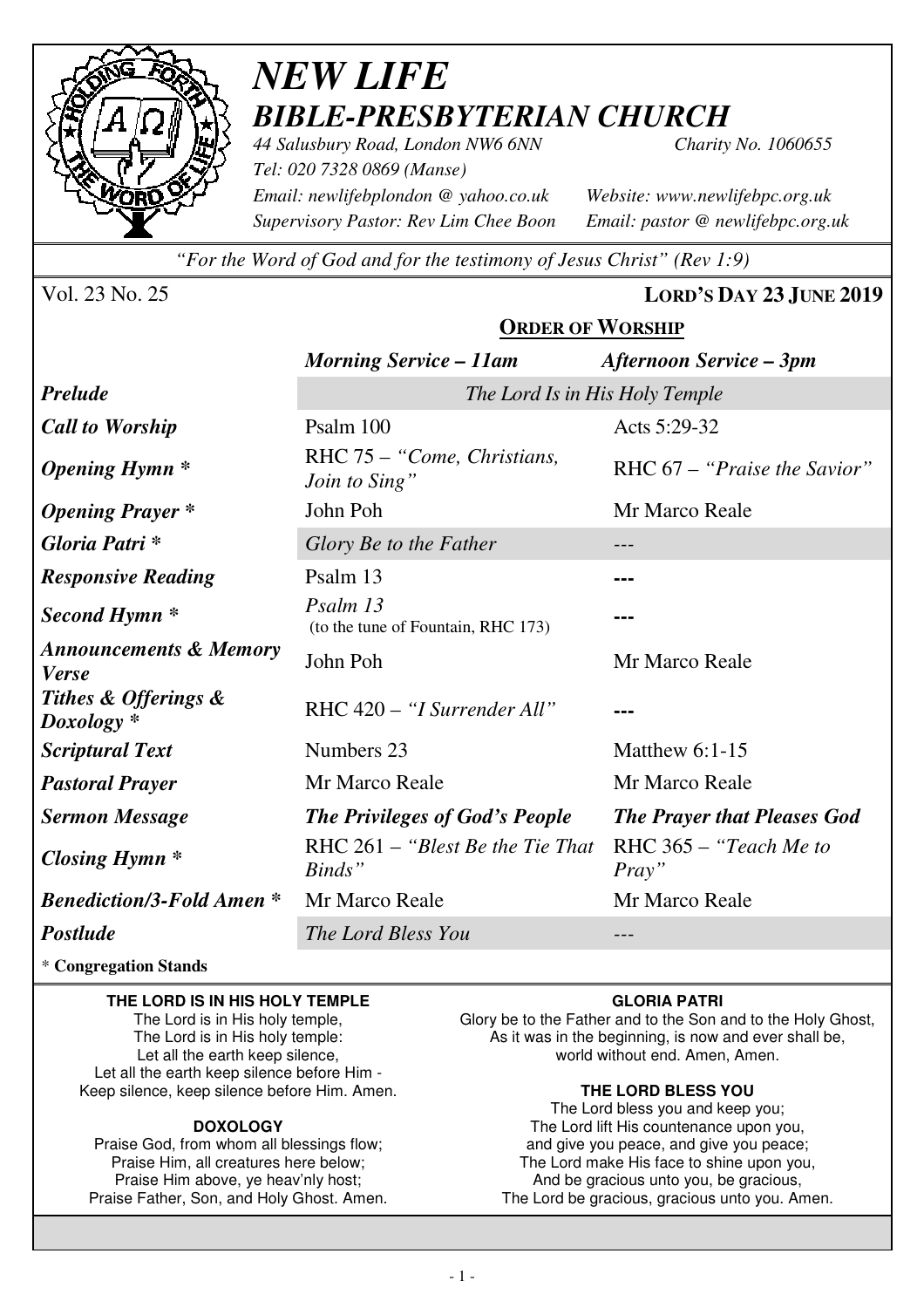# NEW LIFE
## BIBLE-PRESBYTERIAN CHURCH

*44 Salusbury Road, London NW6 6NN* *Charity No. 1060655*
*Tel: 020 7328 0869 (Manse)*
*Email: newlifebplondon @ yahoo.co.uk* *Website: www.newlifebpc.org.uk*
*Supervisory Pastor: Rev Lim Chee Boon* *Email: pastor @ newlifebpc.org.uk*

*"For the Word of God and for the testimony of Jesus Christ" (Rev 1:9)*

Vol. 23 No. 25 **LORD'S DAY 23 JUNE 2019**

### ORDER OF WORSHIP

| | *Morning Service – 11am* | *Afternoon Service – 3pm* |
|---|---|---|
| ***Prelude*** | *The Lord Is in His Holy Temple* | |
| ***Call to Worship*** | Psalm 100 | Acts 5:29-32 |
| ***Opening Hymn **** | RHC 75 – *"Come, Christians, Join to Sing"* | RHC 67 – *"Praise the Savior"* |
| ***Opening Prayer **** | John Poh | Mr Marco Reale |
| ***Gloria Patri **** | *Glory Be to the Father* | --- |
| ***Responsive Reading*** | Psalm 13 | --- |
| ***Second Hymn **** | *Psalm 13* (to the tune of Fountain, RHC 173) | --- |
| ***Announcements & Memory Verse*** | John Poh | Mr Marco Reale |
| ***Tithes & Offerings & Doxology **** | RHC 420 – *"I Surrender All"* | --- |
| ***Scriptural Text*** | Numbers 23 | Matthew 6:1-15 |
| ***Pastoral Prayer*** | Mr Marco Reale | Mr Marco Reale |
| ***Sermon Message*** | ***The Privileges of God's People*** | ***The Prayer that Pleases God*** |
| ***Closing Hymn **** | RHC 261 – *"Blest Be the Tie That Binds"* | RHC 365 – *"Teach Me to Pray"* |
| ***Benediction/3-Fold Amen **** | Mr Marco Reale | Mr Marco Reale |
| ***Postlude*** | *The Lord Bless You* | --- |

\* **Congregation Stands**

**THE LORD IS IN HIS HOLY TEMPLE**

The Lord is in His holy temple,
The Lord is in His holy temple:
Let all the earth keep silence,
Let all the earth keep silence before Him -
Keep silence, keep silence before Him. Amen.

**DOXOLOGY**

Praise God, from whom all blessings flow;
Praise Him, all creatures here below;
Praise Him above, ye heav'nly host;
Praise Father, Son, and Holy Ghost. Amen.

**GLORIA PATRI**

Glory be to the Father and to the Son and to the Holy Ghost,
As it was in the beginning, is now and ever shall be,
world without end. Amen, Amen.

**THE LORD BLESS YOU**

The Lord bless you and keep you;
The Lord lift His countenance upon you,
and give you peace, and give you peace;
The Lord make His face to shine upon you,
And be gracious unto you, be gracious,
The Lord be gracious, gracious unto you. Amen.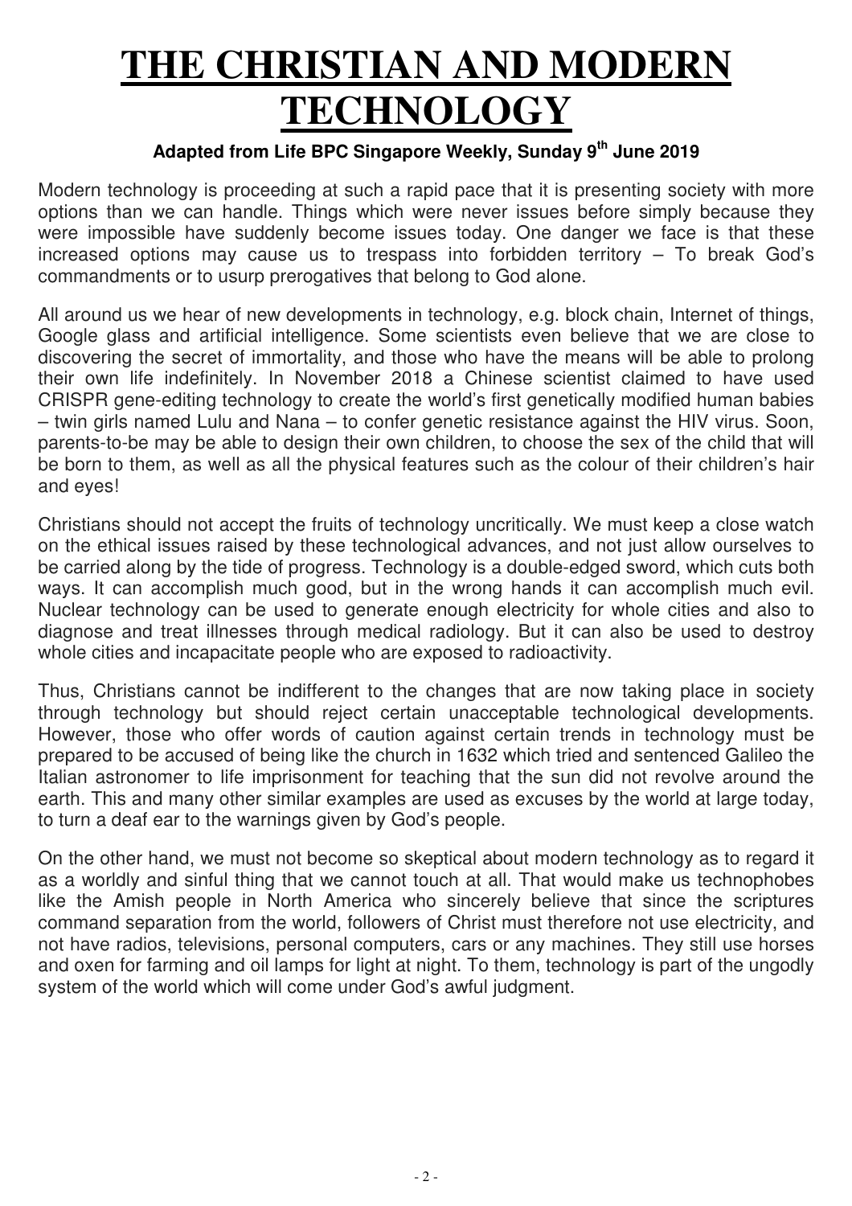# THE CHRISTIAN AND MODERN TECHNOLOGY

**Adapted from Life BPC Singapore Weekly, Sunday 9th June 2019**

Modern technology is proceeding at such a rapid pace that it is presenting society with more options than we can handle. Things which were never issues before simply because they were impossible have suddenly become issues today. One danger we face is that these increased options may cause us to trespass into forbidden territory – To break God's commandments or to usurp prerogatives that belong to God alone.

All around us we hear of new developments in technology, e.g. block chain, Internet of things, Google glass and artificial intelligence. Some scientists even believe that we are close to discovering the secret of immortality, and those who have the means will be able to prolong their own life indefinitely. In November 2018 a Chinese scientist claimed to have used CRISPR gene-editing technology to create the world's first genetically modified human babies – twin girls named Lulu and Nana – to confer genetic resistance against the HIV virus. Soon, parents-to-be may be able to design their own children, to choose the sex of the child that will be born to them, as well as all the physical features such as the colour of their children's hair and eyes!

Christians should not accept the fruits of technology uncritically. We must keep a close watch on the ethical issues raised by these technological advances, and not just allow ourselves to be carried along by the tide of progress. Technology is a double-edged sword, which cuts both ways. It can accomplish much good, but in the wrong hands it can accomplish much evil. Nuclear technology can be used to generate enough electricity for whole cities and also to diagnose and treat illnesses through medical radiology. But it can also be used to destroy whole cities and incapacitate people who are exposed to radioactivity.

Thus, Christians cannot be indifferent to the changes that are now taking place in society through technology but should reject certain unacceptable technological developments. However, those who offer words of caution against certain trends in technology must be prepared to be accused of being like the church in 1632 which tried and sentenced Galileo the Italian astronomer to life imprisonment for teaching that the sun did not revolve around the earth. This and many other similar examples are used as excuses by the world at large today, to turn a deaf ear to the warnings given by God's people.

On the other hand, we must not become so skeptical about modern technology as to regard it as a worldly and sinful thing that we cannot touch at all. That would make us technophobes like the Amish people in North America who sincerely believe that since the scriptures command separation from the world, followers of Christ must therefore not use electricity, and not have radios, televisions, personal computers, cars or any machines. They still use horses and oxen for farming and oil lamps for light at night. To them, technology is part of the ungodly system of the world which will come under God's awful judgment.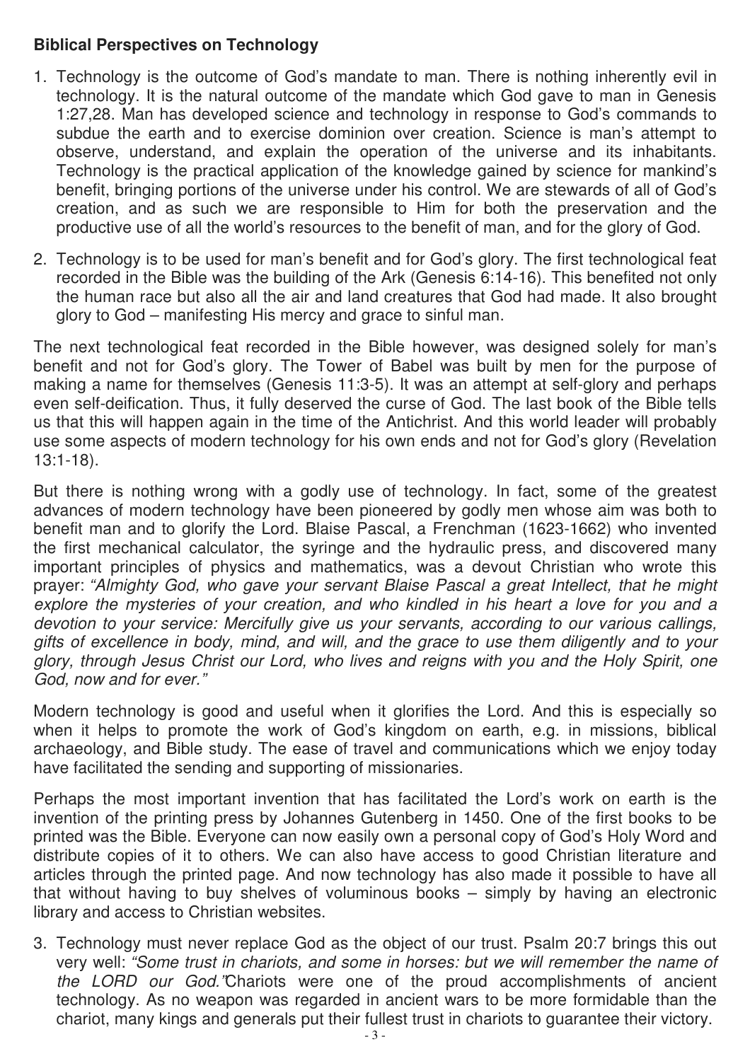**Biblical Perspectives on Technology**

1. Technology is the outcome of God's mandate to man. There is nothing inherently evil in technology. It is the natural outcome of the mandate which God gave to man in Genesis 1:27,28. Man has developed science and technology in response to God's commands to subdue the earth and to exercise dominion over creation. Science is man's attempt to observe, understand, and explain the operation of the universe and its inhabitants. Technology is the practical application of the knowledge gained by science for mankind's benefit, bringing portions of the universe under his control. We are stewards of all of God's creation, and as such we are responsible to Him for both the preservation and the productive use of all the world's resources to the benefit of man, and for the glory of God.

2. Technology is to be used for man's benefit and for God's glory. The first technological feat recorded in the Bible was the building of the Ark (Genesis 6:14-16). This benefited not only the human race but also all the air and land creatures that God had made. It also brought glory to God – manifesting His mercy and grace to sinful man.

The next technological feat recorded in the Bible however, was designed solely for man's benefit and not for God's glory. The Tower of Babel was built by men for the purpose of making a name for themselves (Genesis 11:3-5). It was an attempt at self-glory and perhaps even self-deification. Thus, it fully deserved the curse of God. The last book of the Bible tells us that this will happen again in the time of the Antichrist. And this world leader will probably use some aspects of modern technology for his own ends and not for God's glory (Revelation 13:1-18).

But there is nothing wrong with a godly use of technology. In fact, some of the greatest advances of modern technology have been pioneered by godly men whose aim was both to benefit man and to glorify the Lord. Blaise Pascal, a Frenchman (1623-1662) who invented the first mechanical calculator, the syringe and the hydraulic press, and discovered many important principles of physics and mathematics, was a devout Christian who wrote this prayer: *"Almighty God, who gave your servant Blaise Pascal a great Intellect, that he might explore the mysteries of your creation, and who kindled in his heart a love for you and a devotion to your service: Mercifully give us your servants, according to our various callings, gifts of excellence in body, mind, and will, and the grace to use them diligently and to your glory, through Jesus Christ our Lord, who lives and reigns with you and the Holy Spirit, one God, now and for ever."*

Modern technology is good and useful when it glorifies the Lord. And this is especially so when it helps to promote the work of God's kingdom on earth, e.g. in missions, biblical archaeology, and Bible study. The ease of travel and communications which we enjoy today have facilitated the sending and supporting of missionaries.

Perhaps the most important invention that has facilitated the Lord's work on earth is the invention of the printing press by Johannes Gutenberg in 1450. One of the first books to be printed was the Bible. Everyone can now easily own a personal copy of God's Holy Word and distribute copies of it to others. We can also have access to good Christian literature and articles through the printed page. And now technology has also made it possible to have all that without having to buy shelves of voluminous books – simply by having an electronic library and access to Christian websites.

3. Technology must never replace God as the object of our trust. Psalm 20:7 brings this out very well: *"Some trust in chariots, and some in horses: but we will remember the name of the LORD our God."* Chariots were one of the proud accomplishments of ancient technology. As no weapon was regarded in ancient wars to be more formidable than the chariot, many kings and generals put their fullest trust in chariots to guarantee their victory.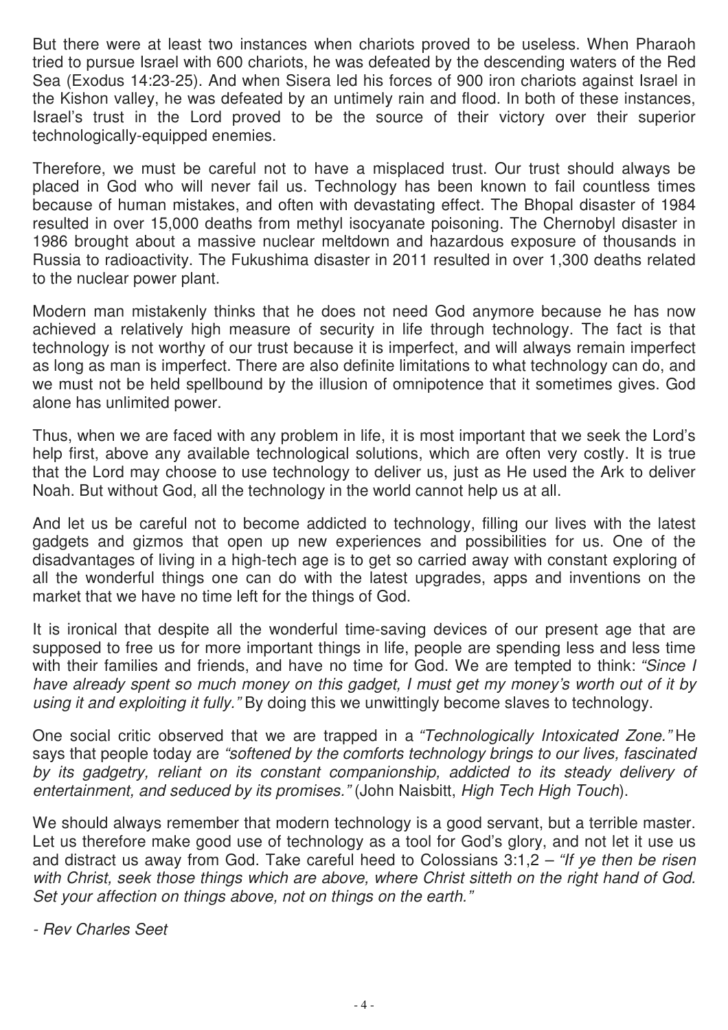But there were at least two instances when chariots proved to be useless. When Pharaoh tried to pursue Israel with 600 chariots, he was defeated by the descending waters of the Red Sea (Exodus 14:23-25). And when Sisera led his forces of 900 iron chariots against Israel in the Kishon valley, he was defeated by an untimely rain and flood. In both of these instances, Israel's trust in the Lord proved to be the source of their victory over their superior technologically-equipped enemies.

Therefore, we must be careful not to have a misplaced trust. Our trust should always be placed in God who will never fail us. Technology has been known to fail countless times because of human mistakes, and often with devastating effect. The Bhopal disaster of 1984 resulted in over 15,000 deaths from methyl isocyanate poisoning. The Chernobyl disaster in 1986 brought about a massive nuclear meltdown and hazardous exposure of thousands in Russia to radioactivity. The Fukushima disaster in 2011 resulted in over 1,300 deaths related to the nuclear power plant.

Modern man mistakenly thinks that he does not need God anymore because he has now achieved a relatively high measure of security in life through technology. The fact is that technology is not worthy of our trust because it is imperfect, and will always remain imperfect as long as man is imperfect. There are also definite limitations to what technology can do, and we must not be held spellbound by the illusion of omnipotence that it sometimes gives. God alone has unlimited power.

Thus, when we are faced with any problem in life, it is most important that we seek the Lord's help first, above any available technological solutions, which are often very costly. It is true that the Lord may choose to use technology to deliver us, just as He used the Ark to deliver Noah. But without God, all the technology in the world cannot help us at all.

And let us be careful not to become addicted to technology, filling our lives with the latest gadgets and gizmos that open up new experiences and possibilities for us. One of the disadvantages of living in a high-tech age is to get so carried away with constant exploring of all the wonderful things one can do with the latest upgrades, apps and inventions on the market that we have no time left for the things of God.

It is ironical that despite all the wonderful time-saving devices of our present age that are supposed to free us for more important things in life, people are spending less and less time with their families and friends, and have no time for God. We are tempted to think: *"Since I have already spent so much money on this gadget, I must get my money's worth out of it by using it and exploiting it fully."* By doing this we unwittingly become slaves to technology.

One social critic observed that we are trapped in a *"Technologically Intoxicated Zone."* He says that people today are *"softened by the comforts technology brings to our lives, fascinated by its gadgetry, reliant on its constant companionship, addicted to its steady delivery of entertainment, and seduced by its promises."* (John Naisbitt, *High Tech High Touch*).

We should always remember that modern technology is a good servant, but a terrible master. Let us therefore make good use of technology as a tool for God's glory, and not let it use us and distract us away from God. Take careful heed to Colossians 3:1,2 – *"If ye then be risen with Christ, seek those things which are above, where Christ sitteth on the right hand of God. Set your affection on things above, not on things on the earth."*

*- Rev Charles Seet*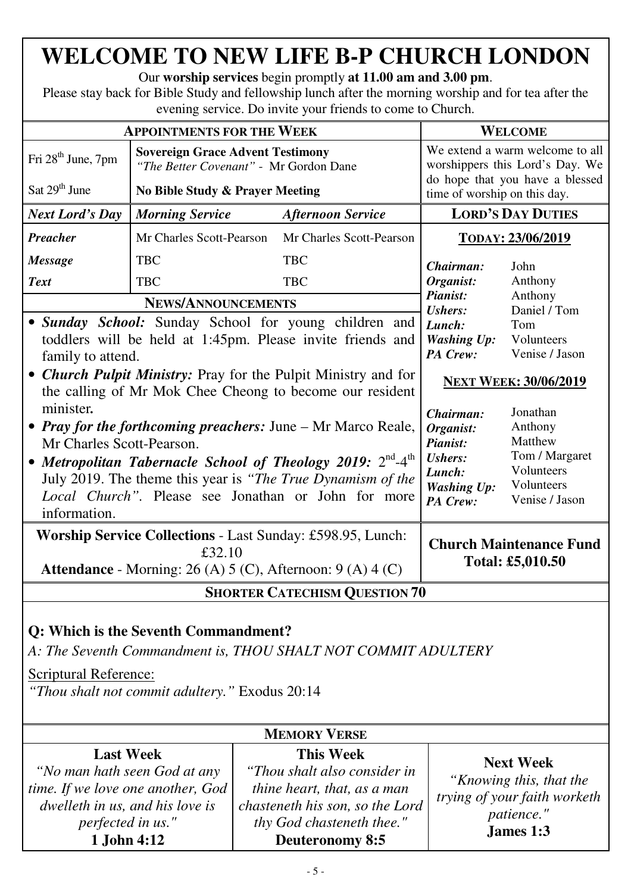# WELCOME TO NEW LIFE B-P CHURCH LONDON

Our **worship services** begin promptly **at 11.00 am and 3.00 pm**.
Please stay back for Bible Study and fellowship lunch after the morning worship and for tea after the evening service. Do invite your friends to come to Church.

## APPOINTMENTS FOR THE WEEK

| | |
|---|---|
| Fri 28th June, 7pm | **Sovereign Grace Advent Testimony** *"The Better Covenant"* - Mr Gordon Dane |
| Sat 29th June | **No Bible Study & Prayer Meeting** |

| ***Next Lord's Day*** | ***Morning Service*** | ***Afternoon Service*** |
|---|---|---|
| ***Preacher*** | Mr Charles Scott-Pearson | Mr Charles Scott-Pearson |
| ***Message*** | TBC | TBC |
| ***Text*** | TBC | TBC |

## WELCOME

We extend a warm welcome to all worshippers this Lord's Day. We do hope that you have a blessed time of worship on this day.

## LORD'S DAY DUTIES

**TODAY: 23/06/2019**

| | |
|---|---|
| ***Chairman:*** | John |
| ***Organist:*** | Anthony |
| ***Pianist:*** | Anthony |
| ***Ushers:*** | Daniel / Tom |
| ***Lunch:*** | Tom |
| ***Washing Up:*** | Volunteers |
| ***PA Crew:*** | Venise / Jason |

**NEXT WEEK: 30/06/2019**

| | |
|---|---|
| ***Chairman:*** | Jonathan |
| ***Organist:*** | Anthony |
| ***Pianist:*** | Matthew |
| ***Ushers:*** | Tom / Margaret |
| ***Lunch:*** | Volunteers |
| ***Washing Up:*** | Volunteers |
| ***PA Crew:*** | Venise / Jason |

## NEWS/ANNOUNCEMENTS

- ***Sunday School:*** Sunday School for young children and toddlers will be held at 1:45pm. Please invite friends and family to attend.
- ***Church Pulpit Ministry:*** Pray for the Pulpit Ministry and for the calling of Mr Mok Chee Cheong to become our resident minister**.**
- ***Pray for the forthcoming preachers:*** June – Mr Marco Reale, Mr Charles Scott-Pearson.
- ***Metropolitan Tabernacle School of Theology 2019:*** 2nd-4th July 2019. The theme this year is *"The True Dynamism of the Local Church"*. Please see Jonathan or John for more information.

**Worship Service Collections** - Last Sunday: £598.95, Lunch: £32.10
**Attendance** - Morning: 26 (A) 5 (C), Afternoon: 9 (A) 4 (C)

**Church Maintenance Fund Total: £5,010.50**

## SHORTER CATECHISM QUESTION 70

**Q: Which is the Seventh Commandment?**

*A: The Seventh Commandment is, THOU SHALT NOT COMMIT ADULTERY*

Scriptural Reference:
*"Thou shalt not commit adultery."* Exodus 20:14

## MEMORY VERSE

| **Last Week** | **This Week** | **Next Week** |
|---|---|---|
| *"No man hath seen God at any time. If we love one another, God dwelleth in us, and his love is perfected in us."* **1 John 4:12** | *"Thou shalt also consider in thine heart, that, as a man chasteneth his son, so the Lord thy God chasteneth thee."* **Deuteronomy 8:5** | *"Knowing this, that the trying of your faith worketh patience."* **James 1:3** |